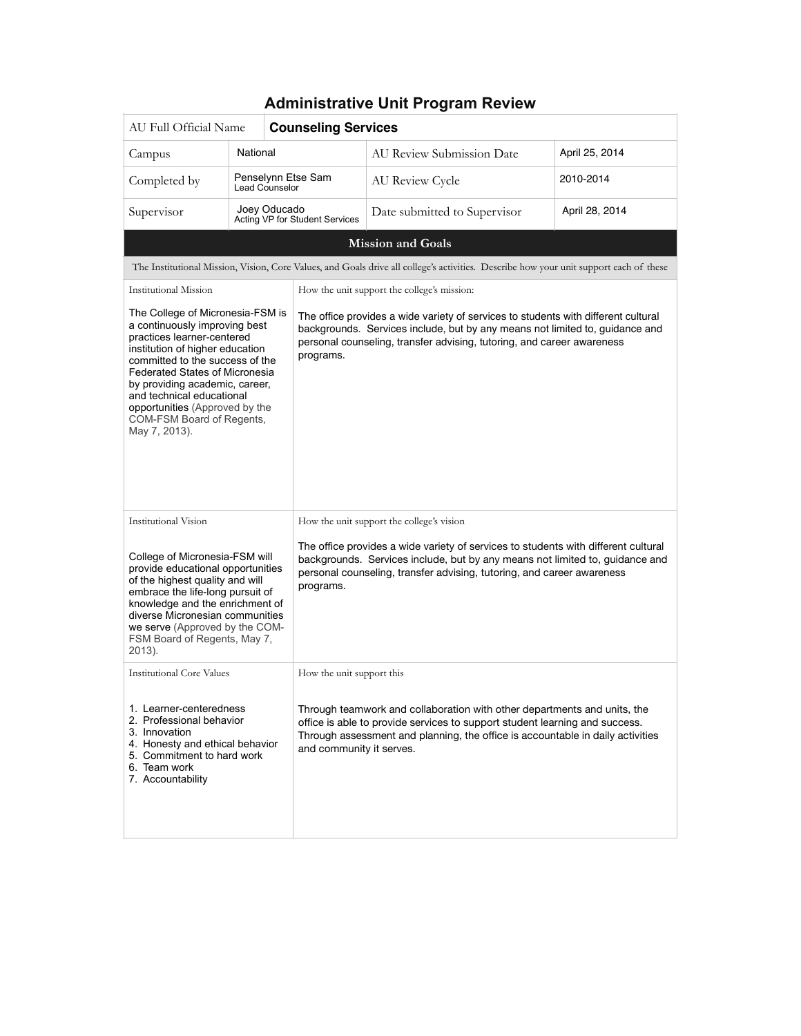# Administrative Unit Program Review

| AU Full Official Name | **Counseling Services** | | |
|---|---|---|---|
| Campus | National | AU Review Submission Date | April 25, 2014 |
| Completed by | Penselynn Etse Sam<br>Lead Counselor | AU Review Cycle | 2010-2014 |
| Supervisor | Joey Oducado<br>Acting VP for Student Services | Date submitted to Supervisor | April 28, 2014 |

## Mission and Goals

The Institutional Mission, Vision, Core Values, and Goals drive all college's activities. Describe how your unit support each of these

| Institutional Mission | How the unit support the college's mission: |
|---|---|
| The College of Micronesia-FSM is a continuously improving best practices learner-centered institution of higher education committed to the success of the Federated States of Micronesia by providing academic, career, and technical educational opportunities (Approved by the COM-FSM Board of Regents, May 7, 2013). | The office provides a wide variety of services to students with different cultural backgrounds. Services include, but by any means not limited to, guidance and personal counseling, transfer advising, tutoring, and career awareness programs. |

| Institutional Vision | How the unit support the college's vision |
|---|---|
| College of Micronesia-FSM will provide educational opportunities of the highest quality and will embrace the life-long pursuit of knowledge and the enrichment of diverse Micronesian communities we serve (Approved by the COM-FSM Board of Regents, May 7, 2013). | The office provides a wide variety of services to students with different cultural backgrounds. Services include, but by any means not limited to, guidance and personal counseling, transfer advising, tutoring, and career awareness programs. |

| Institutional Core Values | How the unit support this |
|---|---|
| 1. Learner-centeredness<br>2. Professional behavior<br>3. Innovation<br>4. Honesty and ethical behavior<br>5. Commitment to hard work<br>6. Team work<br>7. Accountability | Through teamwork and collaboration with other departments and units, the office is able to provide services to support student learning and success. Through assessment and planning, the office is accountable in daily activities and community it serves. |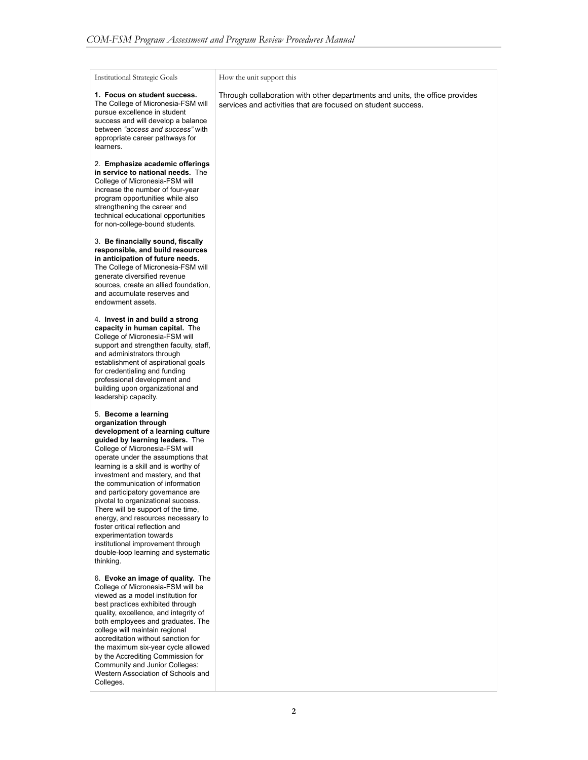| Institutional Strategic Goals | How the unit support this |
|---|---|
| **1. Focus on student success.** The College of Micronesia-FSM will pursue excellence in student success and will develop a balance between *"access and success"* with appropriate career pathways for learners. | Through collaboration with other departments and units, the office provides services and activities that are focused on student success. |
| 2. **Emphasize academic offerings in service to national needs.** The College of Micronesia-FSM will increase the number of four-year program opportunities while also strengthening the career and technical educational opportunities for non-college-bound students. | |
| 3. **Be financially sound, fiscally responsible, and build resources in anticipation of future needs.** The College of Micronesia-FSM will generate diversified revenue sources, create an allied foundation, and accumulate reserves and endowment assets. | |
| 4. **Invest in and build a strong capacity in human capital.** The College of Micronesia-FSM will support and strengthen faculty, staff, and administrators through establishment of aspirational goals for credentialing and funding professional development and building upon organizational and leadership capacity. | |
| 5. **Become a learning organization through development of a learning culture guided by learning leaders.** The College of Micronesia-FSM will operate under the assumptions that learning is a skill and is worthy of investment and mastery, and that the communication of information and participatory governance are pivotal to organizational success. There will be support of the time, energy, and resources necessary to foster critical reflection and experimentation towards institutional improvement through double-loop learning and systematic thinking. | |
| 6. **Evoke an image of quality.** The College of Micronesia-FSM will be viewed as a model institution for best practices exhibited through quality, excellence, and integrity of both employees and graduates. The college will maintain regional accreditation without sanction for the maximum six-year cycle allowed by the Accrediting Commission for Community and Junior Colleges: Western Association of Schools and Colleges. | |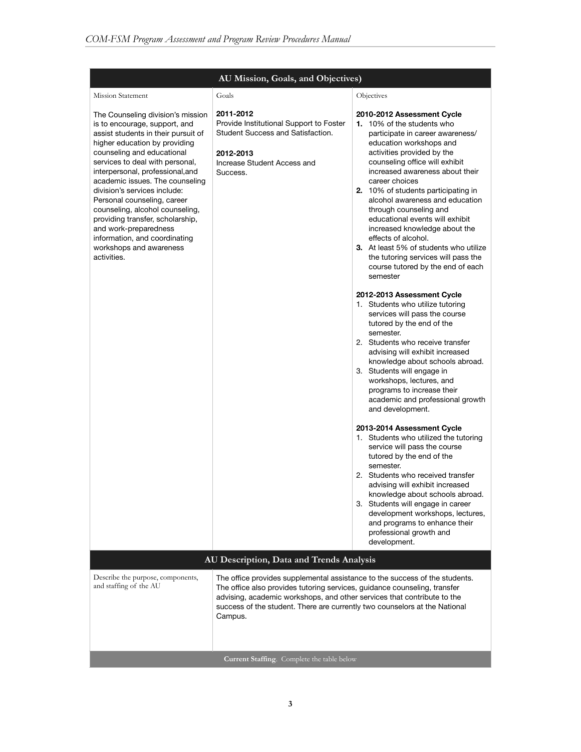| AU Mission, Goals, and Objectives) | | |
|---|---|---|
| Mission Statement | Goals | Objectives |
| The Counseling division's mission is to encourage, support, and assist students in their pursuit of higher education by providing counseling and educational services to deal with personal, interpersonal, professional,and academic issues. The counseling division's services include: Personal counseling, career counseling, alcohol counseling, providing transfer, scholarship, and work-preparedness information, and coordinating workshops and awareness activities. | **2011-2012**<br>Provide Institutional Support to Foster Student Success and Satisfaction.<br><br>**2012-2013**<br>Increase Student Access and Success. | **2010-2012 Assessment Cycle**<br>**1.** 10% of the students who participate in career awareness/ education workshops and activities provided by the counseling office will exhibit increased awareness about their career choices<br>**2.** 10% of students participating in alcohol awareness and education through counseling and educational events will exhibit increased knowledge about the effects of alcohol.<br>**3.** At least 5% of students who utilize the tutoring services will pass the course tutored by the end of each semester<br><br>**2012-2013 Assessment Cycle**<br>1. Students who utilize tutoring services will pass the course tutored by the end of the semester.<br>2. Students who receive transfer advising will exhibit increased knowledge about schools abroad.<br>3. Students will engage in workshops, lectures, and programs to increase their academic and professional growth and development.<br><br>**2013-2014 Assessment Cycle**<br>1. Students who utilized the tutoring service will pass the course tutored by the end of the semester.<br>2. Students who received transfer advising will exhibit increased knowledge about schools abroad.<br>3. Students will engage in career development workshops, lectures, and programs to enhance their professional growth and development. |

| AU Description, Data and Trends Analysis | |
|---|---|
| Describe the purpose, components, and staffing of the AU | The office provides supplemental assistance to the success of the students. The office also provides tutoring services, guidance counseling, transfer advising, academic workshops, and other services that contribute to the success of the student. There are currently two counselors at the National Campus. |
| **Current Staffing**. Complete the table below | |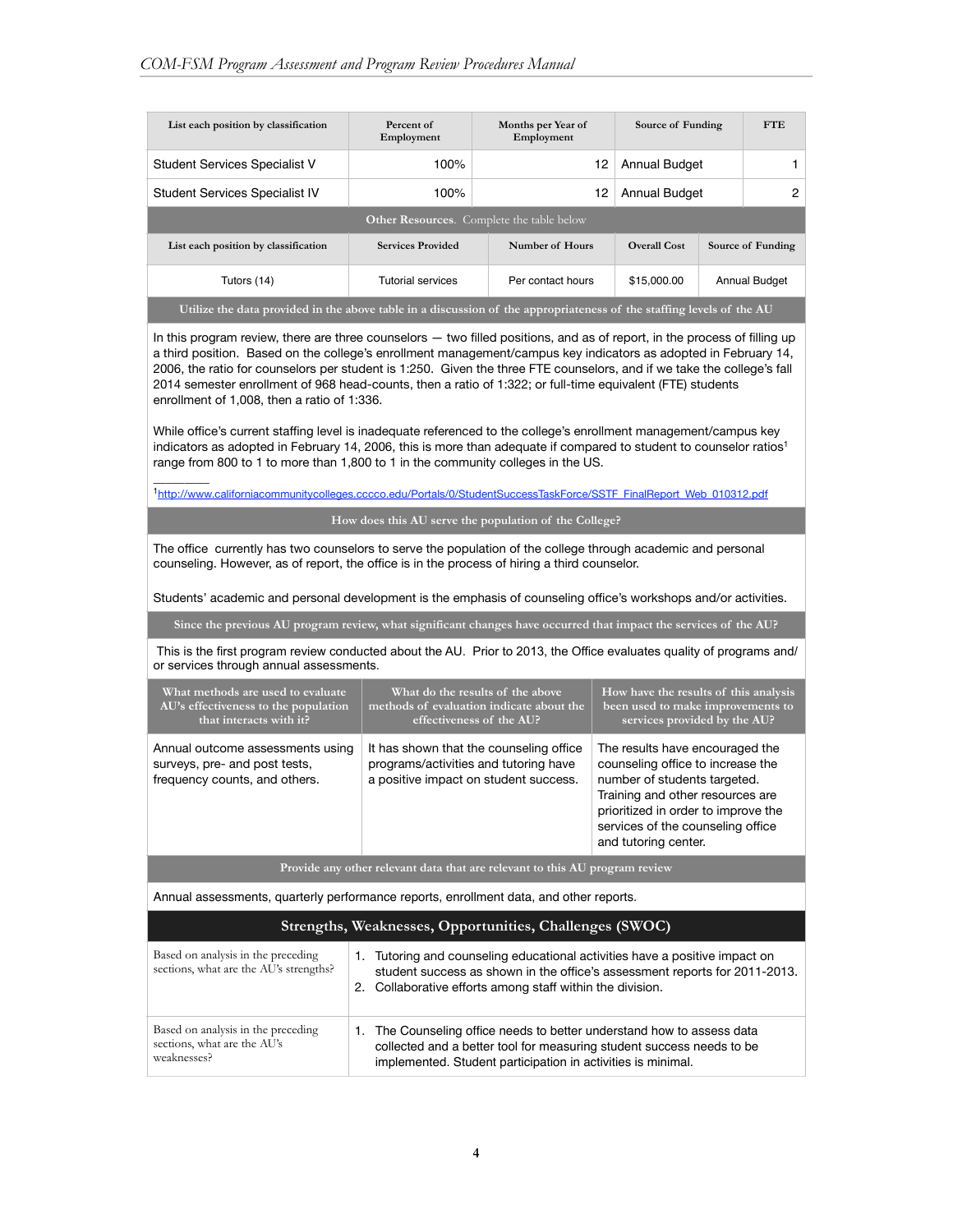| List each position by classification | Percent of Employment | Months per Year of Employment | Source of Funding | FTE |
|---|---|---|---|---|
| Student Services Specialist V | 100% | 12 | Annual Budget | 1 |
| Student Services Specialist IV | 100% | 12 | Annual Budget | 2 |

**Other Resources**. Complete the table below

| List each position by classification | Services Provided | Number of Hours | Overall Cost | Source of Funding |
|---|---|---|---|---|
| Tutors (14) | Tutorial services | Per contact hours | $15,000.00 | Annual Budget |

**Utilize the data provided in the above table in a discussion of the appropriateness of the staffing levels of the AU**

In this program review, there are three counselors — two filled positions, and as of report, in the process of filling up a third position. Based on the college's enrollment management/campus key indicators as adopted in February 14, 2006, the ratio for counselors per student is 1:250. Given the three FTE counselors, and if we take the college's fall 2014 semester enrollment of 968 head-counts, then a ratio of 1:322; or full-time equivalent (FTE) students enrollment of 1,008, then a ratio of 1:336.

While office's current staffing level is inadequate referenced to the college's enrollment management/campus key indicators as adopted in February 14, 2006, this is more than adequate if compared to student to counselor ratios[1] range from 800 to 1 to more than 1,800 to 1 in the community colleges in the US.

[1] http://www.californiacommunitycolleges.cccco.edu/Portals/0/StudentSuccessTaskForce/SSTF_FinalReport_Web_010312.pdf

**How does this AU serve the population of the College?**

The office currently has two counselors to serve the population of the college through academic and personal counseling. However, as of report, the office is in the process of hiring a third counselor.

Students' academic and personal development is the emphasis of counseling office's workshops and/or activities.

**Since the previous AU program review, what significant changes have occurred that impact the services of the AU?**

This is the first program review conducted about the AU. Prior to 2013, the Office evaluates quality of programs and/or services through annual assessments.

| What methods are used to evaluate AU's effectiveness to the population that interacts with it? | What do the results of the above methods of evaluation indicate about the effectiveness of the AU? | How have the results of this analysis been used to make improvements to services provided by the AU? |
|---|---|---|
| Annual outcome assessments using surveys, pre- and post tests, frequency counts, and others. | It has shown that the counseling office programs/activities and tutoring have a positive impact on student success. | The results have encouraged the counseling office to increase the number of students targeted. Training and other resources are prioritized in order to improve the services of the counseling office and tutoring center. |

**Provide any other relevant data that are relevant to this AU program review**

Annual assessments, quarterly performance reports, enrollment data, and other reports.

## Strengths, Weaknesses, Opportunities, Challenges (SWOC)

| | |
|---|---|
| Based on analysis in the preceding sections, what are the AU's strengths? | 1. Tutoring and counseling educational activities have a positive impact on student success as shown in the office's assessment reports for 2011-2013.<br>2. Collaborative efforts among staff within the division. |
| Based on analysis in the preceding sections, what are the AU's weaknesses? | 1. The Counseling office needs to better understand how to assess data collected and a better tool for measuring student success needs to be implemented. Student participation in activities is minimal. |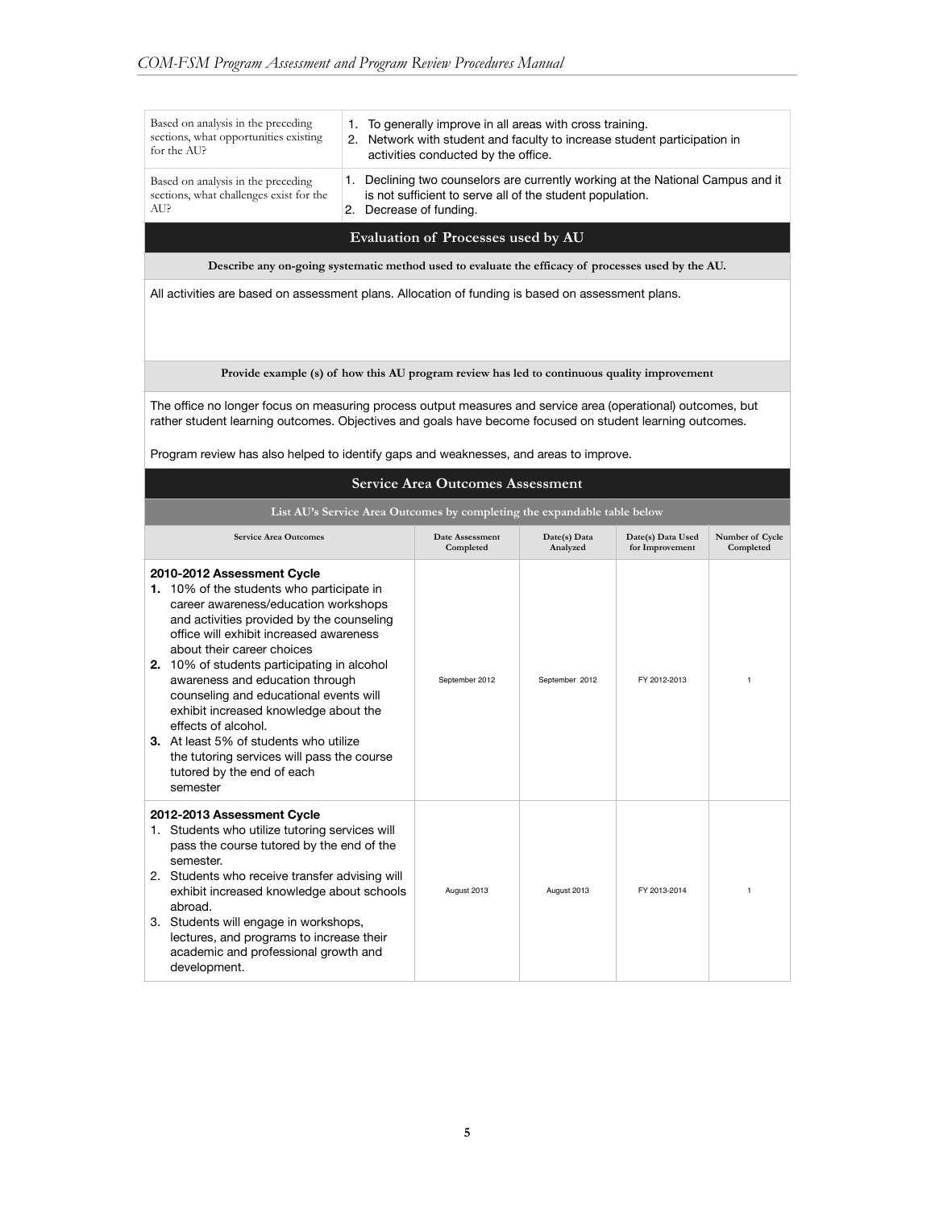| | |
|---|---|
| Based on analysis in the preceding sections, what opportunities existing for the AU? | 1. To generally improve in all areas with cross training.<br>2. Network with student and faculty to increase student participation in activities conducted by the office. |
| Based on analysis in the preceding sections, what challenges exist for the AU? | 1. Declining two counselors are currently working at the National Campus and it is not sufficient to serve all of the student population.<br>2. Decrease of funding. |

## Evaluation of Processes used by AU

**Describe any on-going systematic method used to evaluate the efficacy of processes used by the AU.**

All activities are based on assessment plans. Allocation of funding is based on assessment plans.

**Provide example (s) of how this AU program review has led to continuous quality improvement**

The office no longer focus on measuring process output measures and service area (operational) outcomes, but rather student learning outcomes. Objectives and goals have become focused on student learning outcomes.

Program review has also helped to identify gaps and weaknesses, and areas to improve.

## Service Area Outcomes Assessment

**List AU's Service Area Outcomes by completing the expandable table below**

| Service Area Outcomes | Date Assessment Completed | Date(s) Data Analyzed | Date(s) Data Used for Improvement | Number of Cycle Completed |
|---|---|---|---|---|
| **2010-2012 Assessment Cycle**<br>**1.** 10% of the students who participate in career awareness/education workshops and activities provided by the counseling office will exhibit increased awareness about their career choices<br>**2.** 10% of students participating in alcohol awareness and education through counseling and educational events will exhibit increased knowledge about the effects of alcohol.<br>**3.** At least 5% of students who utilize the tutoring services will pass the course tutored by the end of each semester | September 2012 | September 2012 | FY 2012-2013 | 1 |
| **2012-2013 Assessment Cycle**<br>1. Students who utilize tutoring services will pass the course tutored by the end of the semester.<br>2. Students who receive transfer advising will exhibit increased knowledge about schools abroad.<br>3. Students will engage in workshops, lectures, and programs to increase their academic and professional growth and development. | August 2013 | August 2013 | FY 2013-2014 | 1 |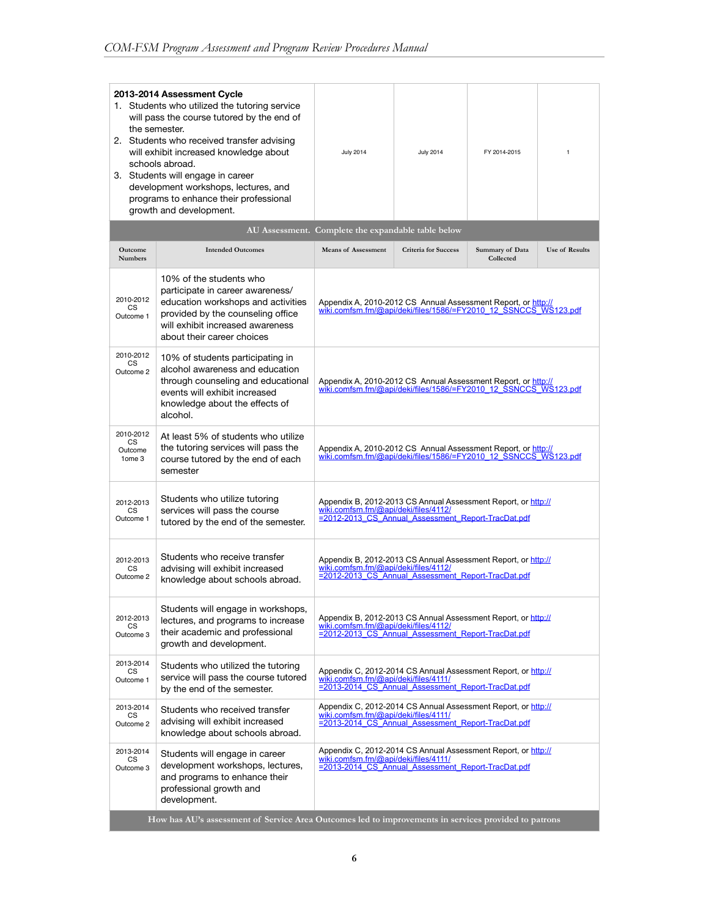| 2013-2014 Assessment Cycle<br>1. Students who utilized the tutoring service will pass the course tutored by the end of the semester.<br>2. Students who received transfer advising will exhibit increased knowledge about schools abroad.<br>3. Students will engage in career development workshops, lectures, and programs to enhance their professional growth and development. | July 2014 | July 2014 | FY 2014-2015 | 1 |
|---|---|---|---|---|

**AU Assessment. Complete the expandable table below**

| Outcome Numbers | Intended Outcomes | Means of Assessment | Criteria for Success | Summary of Data Collected | Use of Results |
|---|---|---|---|---|---|
| 2010-2012 CS Outcome 1 | 10% of the students who participate in career awareness/ education workshops and activities provided by the counseling office will exhibit increased awareness about their career choices | Appendix A, 2010-2012 CS Annual Assessment Report, or http://wiki.comfsm.fm/@api/deki/files/1586/=FY2010_12_SSNCCS_WS123.pdf | | | |
| 2010-2012 CS Outcome 2 | 10% of students participating in alcohol awareness and education through counseling and educational events will exhibit increased knowledge about the effects of alcohol. | Appendix A, 2010-2012 CS Annual Assessment Report, or http://wiki.comfsm.fm/@api/deki/files/1586/=FY2010_12_SSNCCS_WS123.pdf | | | |
| 2010-2012 CS Outcome 1ome 3 | At least 5% of students who utilize the tutoring services will pass the course tutored by the end of each semester | Appendix A, 2010-2012 CS Annual Assessment Report, or http://wiki.comfsm.fm/@api/deki/files/1586/=FY2010_12_SSNCCS_WS123.pdf | | | |
| 2012-2013 CS Outcome 1 | Students who utilize tutoring services will pass the course tutored by the end of the semester. | Appendix B, 2012-2013 CS Annual Assessment Report, or http://wiki.comfsm.fm/@api/deki/files/4112/=2012-2013_CS_Annual_Assessment_Report-TracDat.pdf | | | |
| 2012-2013 CS Outcome 2 | Students who receive transfer advising will exhibit increased knowledge about schools abroad. | Appendix B, 2012-2013 CS Annual Assessment Report, or http://wiki.comfsm.fm/@api/deki/files/4112/=2012-2013_CS_Annual_Assessment_Report-TracDat.pdf | | | |
| 2012-2013 CS Outcome 3 | Students will engage in workshops, lectures, and programs to increase their academic and professional growth and development. | Appendix B, 2012-2013 CS Annual Assessment Report, or http://wiki.comfsm.fm/@api/deki/files/4112/=2012-2013_CS_Annual_Assessment_Report-TracDat.pdf | | | |
| 2013-2014 CS Outcome 1 | Students who utilized the tutoring service will pass the course tutored by the end of the semester. | Appendix C, 2012-2014 CS Annual Assessment Report, or http://wiki.comfsm.fm/@api/deki/files/4111/=2013-2014_CS_Annual_Assessment_Report-TracDat.pdf | | | |
| 2013-2014 CS Outcome 2 | Students who received transfer advising will exhibit increased knowledge about schools abroad. | Appendix C, 2012-2014 CS Annual Assessment Report, or http://wiki.comfsm.fm/@api/deki/files/4111/=2013-2014_CS_Annual_Assessment_Report-TracDat.pdf | | | |
| 2013-2014 CS Outcome 3 | Students will engage in career development workshops, lectures, and programs to enhance their professional growth and development. | Appendix C, 2012-2014 CS Annual Assessment Report, or http://wiki.comfsm.fm/@api/deki/files/4111/=2013-2014_CS_Annual_Assessment_Report-TracDat.pdf | | | |

**How has AU's assessment of Service Area Outcomes led to improvements in services provided to patrons**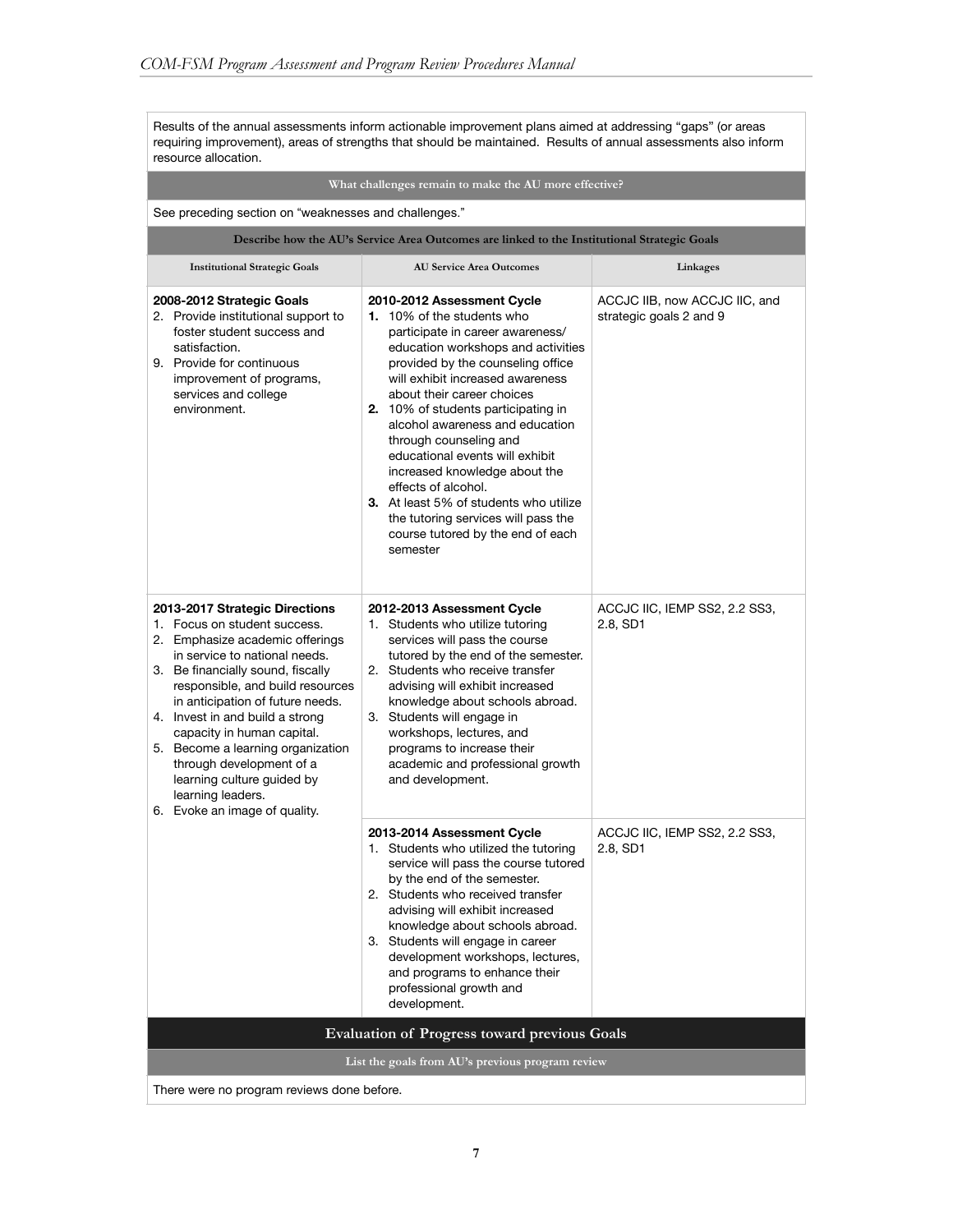Results of the annual assessments inform actionable improvement plans aimed at addressing "gaps" (or areas requiring improvement), areas of strengths that should be maintained. Results of annual assessments also inform resource allocation.

**What challenges remain to make the AU more effective?**

See preceding section on "weaknesses and challenges."

**Describe how the AU's Service Area Outcomes are linked to the Institutional Strategic Goals**

| Institutional Strategic Goals | AU Service Area Outcomes | Linkages |
|---|---|---|
| **2008-2012 Strategic Goals**<br>2. Provide institutional support to foster student success and satisfaction.<br>9. Provide for continuous improvement of programs, services and college environment. | **2010-2012 Assessment Cycle**<br>**1.** 10% of the students who participate in career awareness/ education workshops and activities provided by the counseling office will exhibit increased awareness about their career choices<br>**2.** 10% of students participating in alcohol awareness and education through counseling and educational events will exhibit increased knowledge about the effects of alcohol.<br>**3.** At least 5% of students who utilize the tutoring services will pass the course tutored by the end of each semester | ACCJC IIB, now ACCJC IIC, and strategic goals 2 and 9 |
| **2013-2017 Strategic Directions**<br>1. Focus on student success.<br>2. Emphasize academic offerings in service to national needs.<br>3. Be financially sound, fiscally responsible, and build resources in anticipation of future needs.<br>4. Invest in and build a strong capacity in human capital.<br>5. Become a learning organization through development of a learning culture guided by learning leaders.<br>6. Evoke an image of quality. | **2012-2013 Assessment Cycle**<br>1. Students who utilize tutoring services will pass the course tutored by the end of the semester.<br>2. Students who receive transfer advising will exhibit increased knowledge about schools abroad.<br>3. Students will engage in workshops, lectures, and programs to increase their academic and professional growth and development. | ACCJC IIC, IEMP SS2, 2.2 SS3, 2.8, SD1 |
| | **2013-2014 Assessment Cycle**<br>1. Students who utilized the tutoring service will pass the course tutored by the end of the semester.<br>2. Students who received transfer advising will exhibit increased knowledge about schools abroad.<br>3. Students will engage in career development workshops, lectures, and programs to enhance their professional growth and development. | ACCJC IIC, IEMP SS2, 2.2 SS3, 2.8, SD1 |

## Evaluation of Progress toward previous Goals

**List the goals from AU's previous program review**

There were no program reviews done before.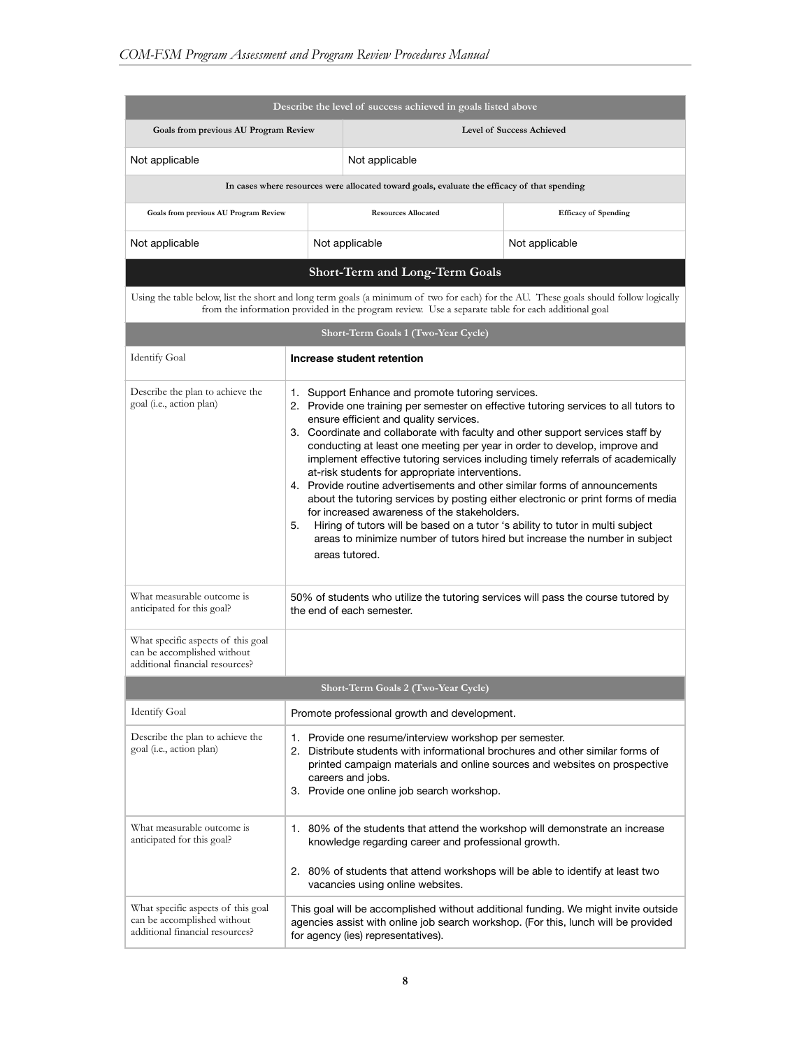| Describe the level of success achieved in goals listed above | |
|---|---|
| **Goals from previous AU Program Review** | **Level of Success Achieved** |
| Not applicable | Not applicable |

| In cases where resources were allocated toward goals, evaluate the efficacy of that spending | | |
|---|---|---|
| **Goals from previous AU Program Review** | **Resources Allocated** | **Efficacy of Spending** |
| Not applicable | Not applicable | Not applicable |

## Short-Term and Long-Term Goals

Using the table below, list the short and long term goals (a minimum of two for each) for the AU. These goals should follow logically from the information provided in the program review. Use a separate table for each additional goal

| Short-Term Goals 1 (Two-Year Cycle) | |
|---|---|
| Identify Goal | **Increase student retention** |
| Describe the plan to achieve the goal (i.e., action plan) | 1. Support Enhance and promote tutoring services.<br>2. Provide one training per semester on effective tutoring services to all tutors to ensure efficient and quality services.<br>3. Coordinate and collaborate with faculty and other support services staff by conducting at least one meeting per year in order to develop, improve and implement effective tutoring services including timely referrals of academically at-risk students for appropriate interventions.<br>4. Provide routine advertisements and other similar forms of announcements about the tutoring services by posting either electronic or print forms of media for increased awareness of the stakeholders.<br>5. Hiring of tutors will be based on a tutor 's ability to tutor in multi subject areas to minimize number of tutors hired but increase the number in subject areas tutored. |
| What measurable outcome is anticipated for this goal? | 50% of students who utilize the tutoring services will pass the course tutored by the end of each semester. |
| What specific aspects of this goal can be accomplished without additional financial resources? | |

| Short-Term Goals 2 (Two-Year Cycle) | |
|---|---|
| Identify Goal | Promote professional growth and development. |
| Describe the plan to achieve the goal (i.e., action plan) | 1. Provide one resume/interview workshop per semester.<br>2. Distribute students with informational brochures and other similar forms of printed campaign materials and online sources and websites on prospective careers and jobs.<br>3. Provide one online job search workshop. |
| What measurable outcome is anticipated for this goal? | 1. 80% of the students that attend the workshop will demonstrate an increase knowledge regarding career and professional growth.<br>2. 80% of students that attend workshops will be able to identify at least two vacancies using online websites. |
| What specific aspects of this goal can be accomplished without additional financial resources? | This goal will be accomplished without additional funding. We might invite outside agencies assist with online job search workshop. (For this, lunch will be provided for agency (ies) representatives). |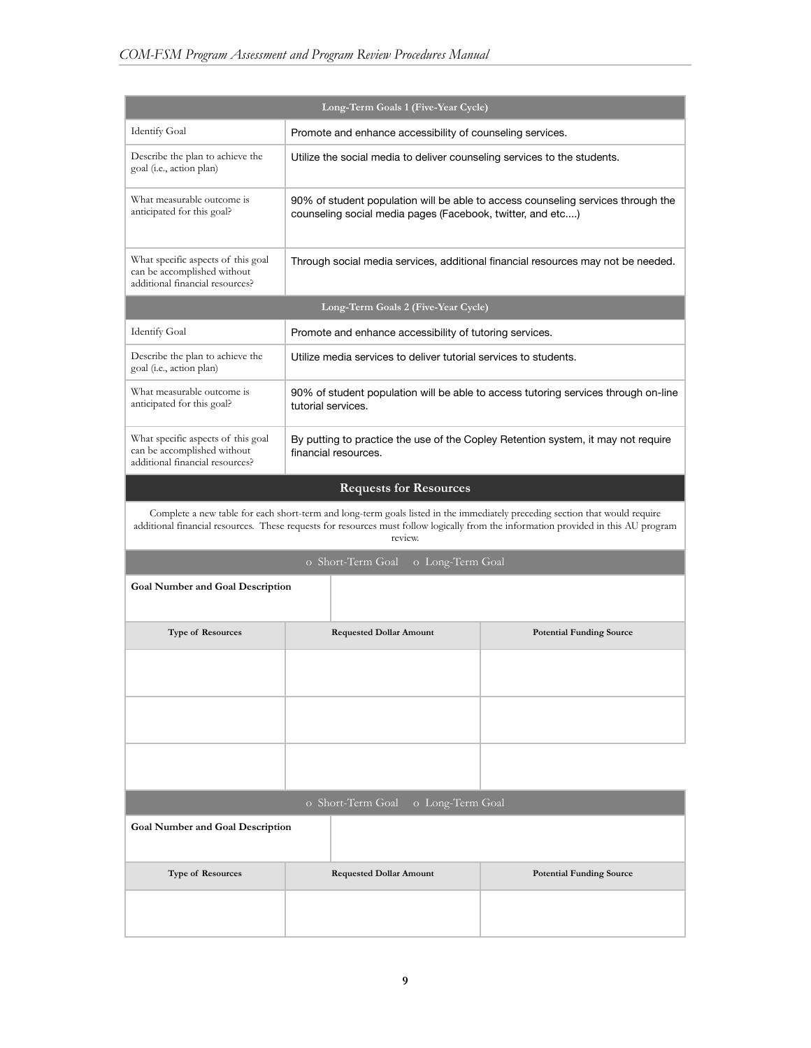| Long-Term Goals 1 (Five-Year Cycle) | |
|---|---|
| Identify Goal | Promote and enhance accessibility of counseling services. |
| Describe the plan to achieve the goal (i.e., action plan) | Utilize the social media to deliver counseling services to the students. |
| What measurable outcome is anticipated for this goal? | 90% of student population will be able to access counseling services through the counseling social media pages (Facebook, twitter, and etc....) |
| What specific aspects of this goal can be accomplished without additional financial resources? | Through social media services, additional financial resources may not be needed. |

| Long-Term Goals 2 (Five-Year Cycle) | |
|---|---|
| Identify Goal | Promote and enhance accessibility of tutoring services. |
| Describe the plan to achieve the goal (i.e., action plan) | Utilize media services to deliver tutorial services to students. |
| What measurable outcome is anticipated for this goal? | 90% of student population will be able to access tutoring services through on-line tutorial services. |
| What specific aspects of this goal can be accomplished without additional financial resources? | By putting to practice the use of the Copley Retention system, it may not require financial resources. |

## Requests for Resources

Complete a new table for each short-term and long-term goals listed in the immediately preceding section that would require additional financial resources. These requests for resources must follow logically from the information provided in this AU program review.

| o Short-Term Goal o Long-Term Goal | | |
|---|---|---|
| **Goal Number and Goal Description** | | |
| **Type of Resources** | **Requested Dollar Amount** | **Potential Funding Source** |
| | | |
| | | |
| | | |

| o Short-Term Goal o Long-Term Goal | | |
|---|---|---|
| **Goal Number and Goal Description** | | |
| **Type of Resources** | **Requested Dollar Amount** | **Potential Funding Source** |
| | | |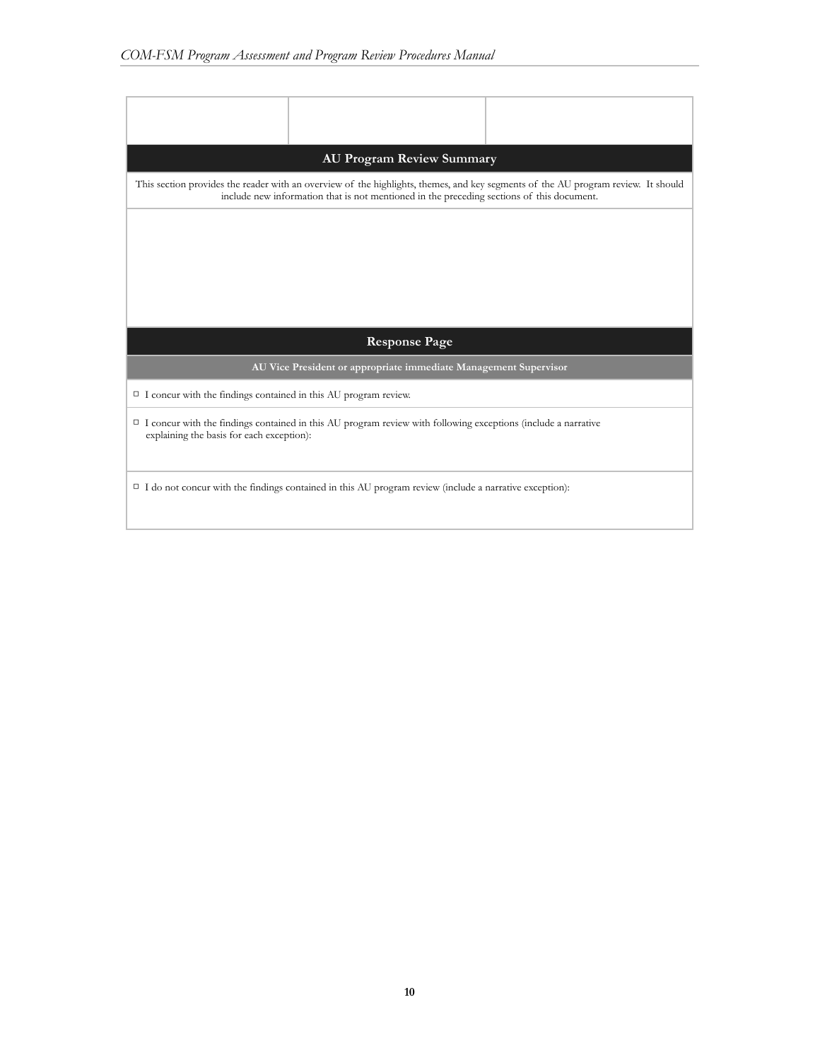| | | |
|---|---|---|
| | | |

## AU Program Review Summary

This section provides the reader with an overview of the highlights, themes, and key segments of the AU program review. It should include new information that is not mentioned in the preceding sections of this document.

## Response Page

**AU Vice President or appropriate immediate Management Supervisor**

- ☐ I concur with the findings contained in this AU program review.
- ☐ I concur with the findings contained in this AU program review with following exceptions (include a narrative explaining the basis for each exception):
- ☐ I do not concur with the findings contained in this AU program review (include a narrative exception):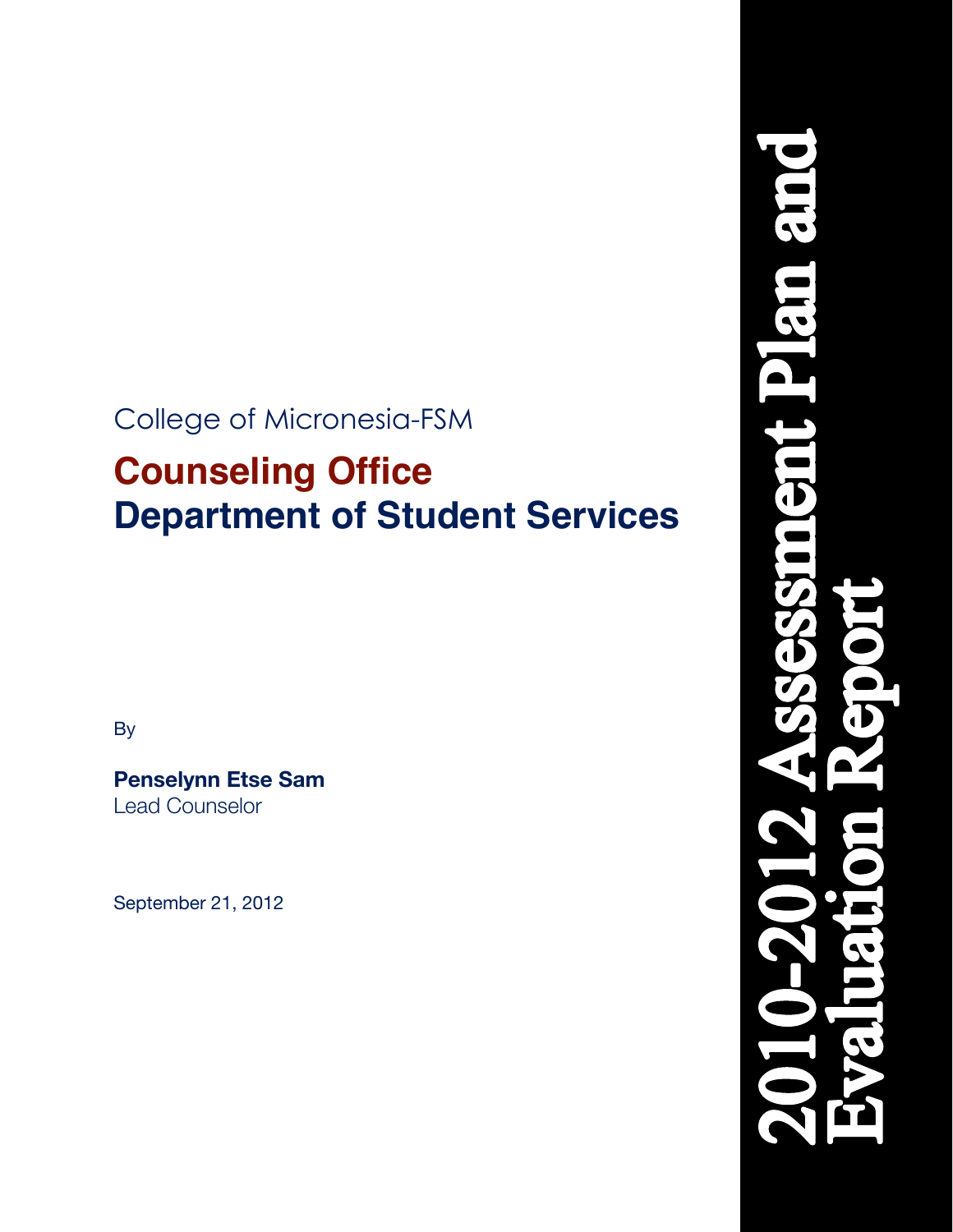# 2010-2012 Assessment Plan and Evaluation Report

College of Micronesia-FSM

## Counseling Office
## Department of Student Services

By

**Penselynn Etse Sam**
Lead Counselor

September 21, 2012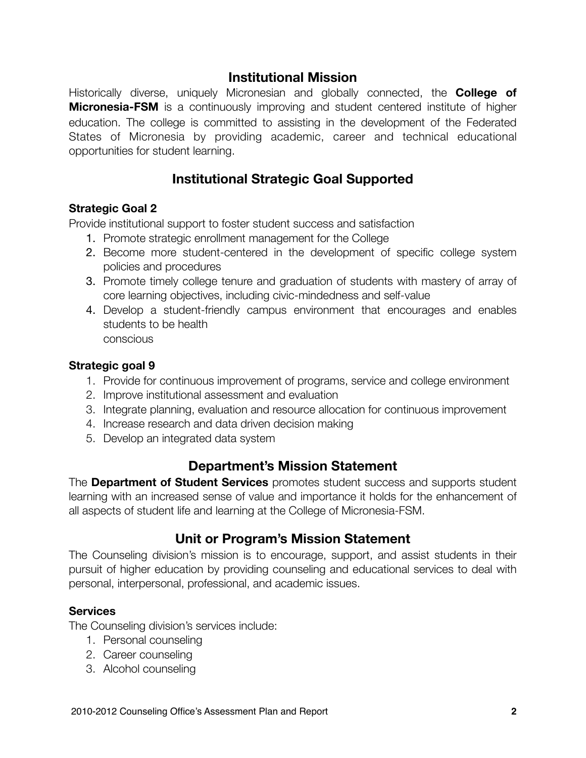## Institutional Mission

Historically diverse, uniquely Micronesian and globally connected, the **College of Micronesia-FSM** is a continuously improving and student centered institute of higher education. The college is committed to assisting in the development of the Federated States of Micronesia by providing academic, career and technical educational opportunities for student learning.

## Institutional Strategic Goal Supported

### Strategic Goal 2

Provide institutional support to foster student success and satisfaction

1. Promote strategic enrollment management for the College
2. Become more student-centered in the development of specific college system policies and procedures
3. Promote timely college tenure and graduation of students with mastery of array of core learning objectives, including civic-mindedness and self-value
4. Develop a student-friendly campus environment that encourages and enables students to be health conscious

### Strategic goal 9

1. Provide for continuous improvement of programs, service and college environment
2. Improve institutional assessment and evaluation
3. Integrate planning, evaluation and resource allocation for continuous improvement
4. Increase research and data driven decision making
5. Develop an integrated data system

## Department's Mission Statement

The **Department of Student Services** promotes student success and supports student learning with an increased sense of value and importance it holds for the enhancement of all aspects of student life and learning at the College of Micronesia-FSM.

## Unit or Program's Mission Statement

The Counseling division's mission is to encourage, support, and assist students in their pursuit of higher education by providing counseling and educational services to deal with personal, interpersonal, professional, and academic issues.

### Services

The Counseling division's services include:

1. Personal counseling
2. Career counseling
3. Alcohol counseling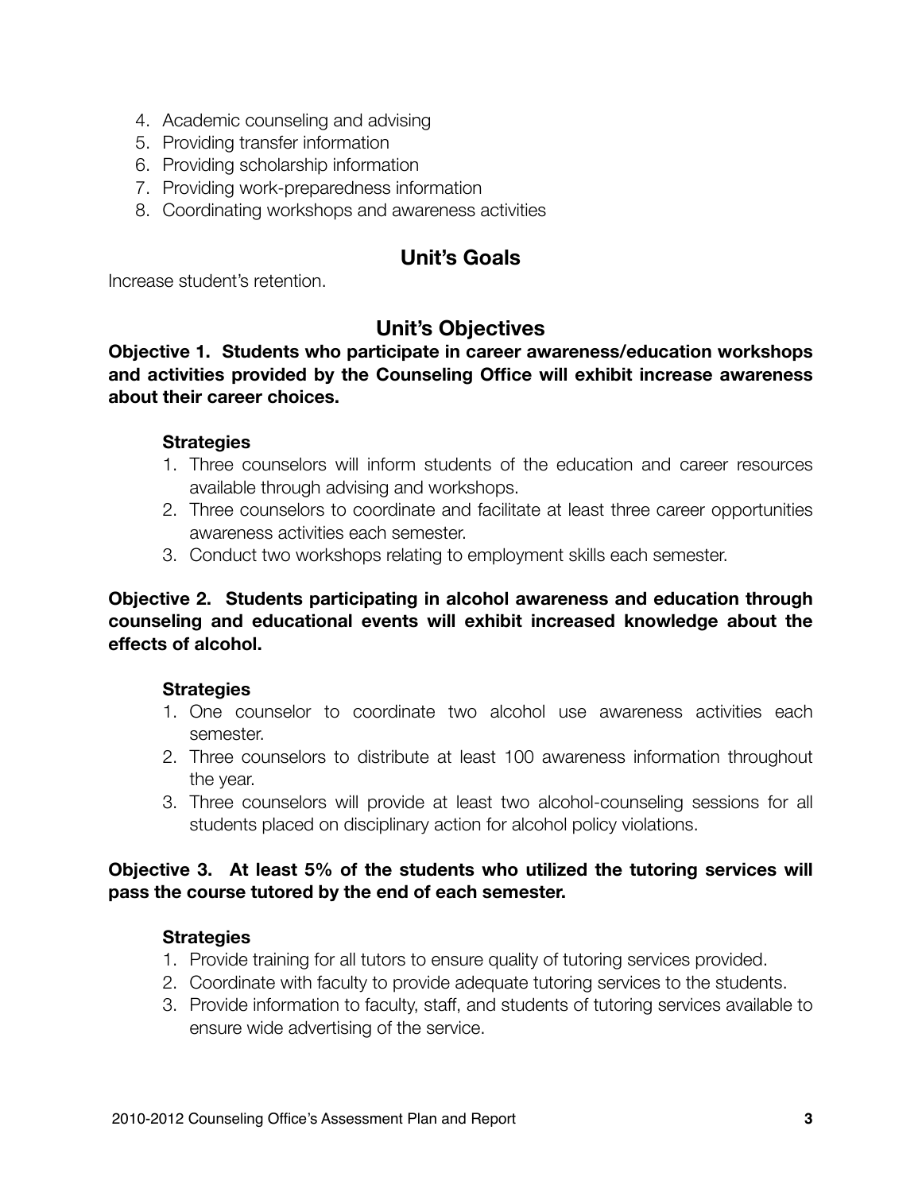4. Academic counseling and advising
5. Providing transfer information
6. Providing scholarship information
7. Providing work-preparedness information
8. Coordinating workshops and awareness activities

## Unit's Goals

Increase student's retention.

## Unit's Objectives

**Objective 1. Students who participate in career awareness/education workshops and activities provided by the Counseling Office will exhibit increase awareness about their career choices.**

**Strategies**

1. Three counselors will inform students of the education and career resources available through advising and workshops.
2. Three counselors to coordinate and facilitate at least three career opportunities awareness activities each semester.
3. Conduct two workshops relating to employment skills each semester.

**Objective 2. Students participating in alcohol awareness and education through counseling and educational events will exhibit increased knowledge about the effects of alcohol.**

**Strategies**

1. One counselor to coordinate two alcohol use awareness activities each semester.
2. Three counselors to distribute at least 100 awareness information throughout the year.
3. Three counselors will provide at least two alcohol-counseling sessions for all students placed on disciplinary action for alcohol policy violations.

**Objective 3. At least 5% of the students who utilized the tutoring services will pass the course tutored by the end of each semester.**

**Strategies**

1. Provide training for all tutors to ensure quality of tutoring services provided.
2. Coordinate with faculty to provide adequate tutoring services to the students.
3. Provide information to faculty, staff, and students of tutoring services available to ensure wide advertising of the service.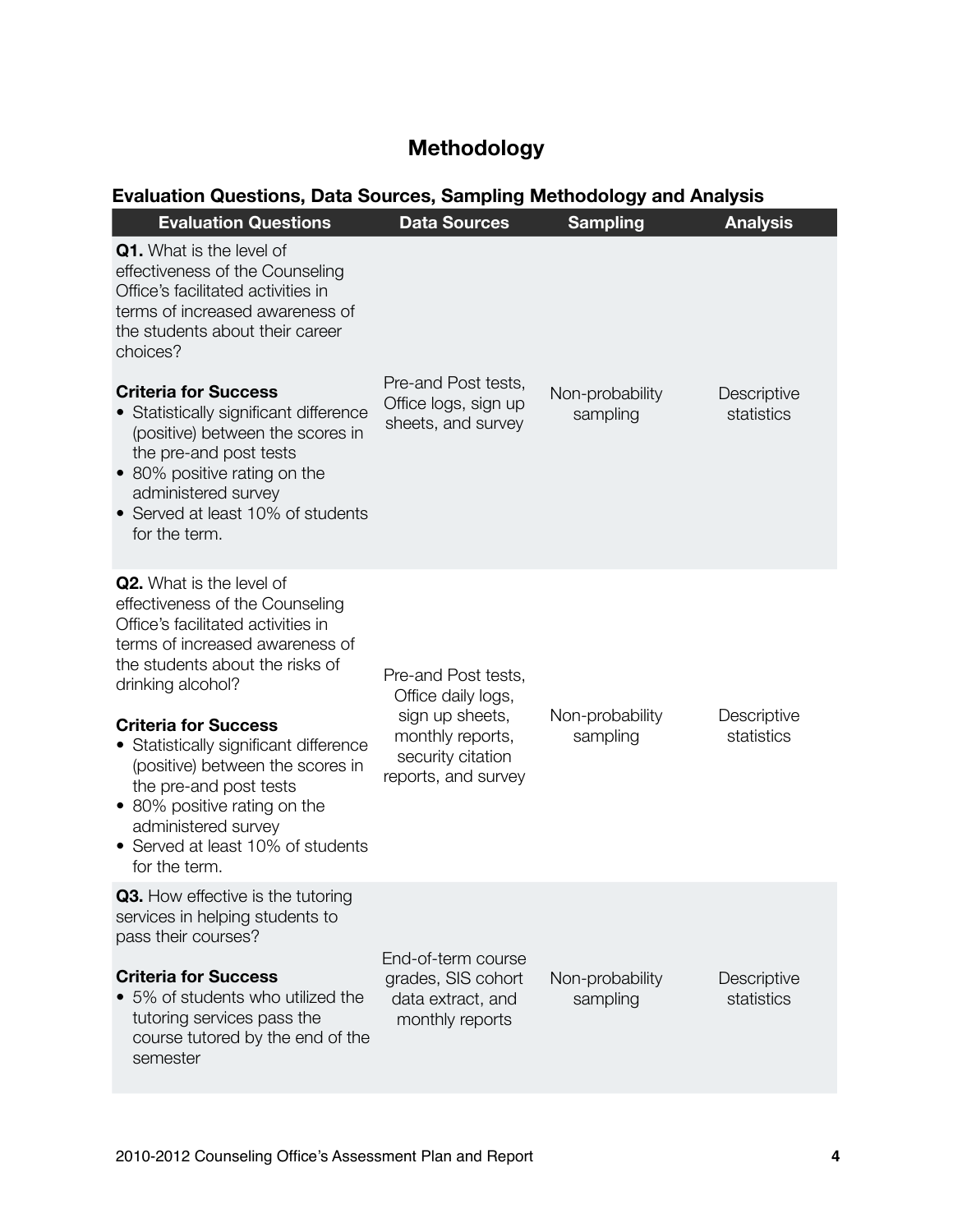# Methodology

## Evaluation Questions, Data Sources, Sampling Methodology and Analysis

| Evaluation Questions | Data Sources | Sampling | Analysis |
|---|---|---|---|
| **Q1.** What is the level of effectiveness of the Counseling Office's facilitated activities in terms of increased awareness of the students about their career choices?<br><br>**Criteria for Success**<br>• Statistically significant difference (positive) between the scores in the pre-and post tests<br>• 80% positive rating on the administered survey<br>• Served at least 10% of students for the term. | Pre-and Post tests, Office logs, sign up sheets, and survey | Non-probability sampling | Descriptive statistics |
| **Q2.** What is the level of effectiveness of the Counseling Office's facilitated activities in terms of increased awareness of the students about the risks of drinking alcohol?<br><br>**Criteria for Success**<br>• Statistically significant difference (positive) between the scores in the pre-and post tests<br>• 80% positive rating on the administered survey<br>• Served at least 10% of students for the term. | Pre-and Post tests, Office daily logs, sign up sheets, monthly reports, security citation reports, and survey | Non-probability sampling | Descriptive statistics |
| **Q3.** How effective is the tutoring services in helping students to pass their courses?<br><br>**Criteria for Success**<br>• 5% of students who utilized the tutoring services pass the course tutored by the end of the semester | End-of-term course grades, SIS cohort data extract, and monthly reports | Non-probability sampling | Descriptive statistics |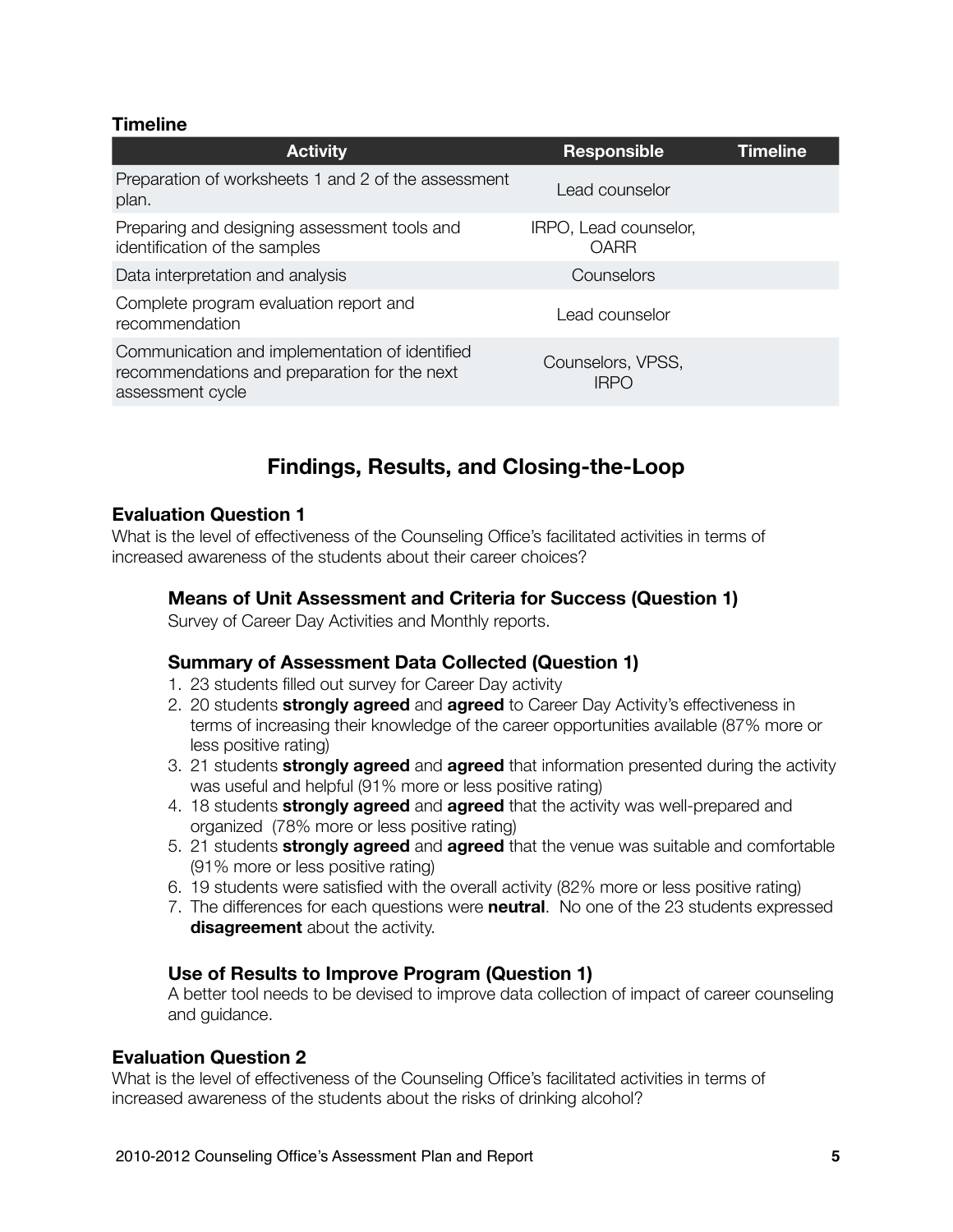**Timeline**

| Activity | Responsible | Timeline |
| --- | --- | --- |
| Preparation of worksheets 1 and 2 of the assessment plan. | Lead counselor | |
| Preparing and designing assessment tools and identification of the samples | IRPO, Lead counselor, OARR | |
| Data interpretation and analysis | Counselors | |
| Complete program evaluation report and recommendation | Lead counselor | |
| Communication and implementation of identified recommendations and preparation for the next assessment cycle | Counselors, VPSS, IRPO | |

## Findings, Results, and Closing-the-Loop

### Evaluation Question 1

What is the level of effectiveness of the Counseling Office's facilitated activities in terms of increased awareness of the students about their career choices?

#### Means of Unit Assessment and Criteria for Success (Question 1)

Survey of Career Day Activities and Monthly reports.

#### Summary of Assessment Data Collected (Question 1)

1. 23 students filled out survey for Career Day activity
2. 20 students **strongly agreed** and **agreed** to Career Day Activity's effectiveness in terms of increasing their knowledge of the career opportunities available (87% more or less positive rating)
3. 21 students **strongly agreed** and **agreed** that information presented during the activity was useful and helpful (91% more or less positive rating)
4. 18 students **strongly agreed** and **agreed** that the activity was well-prepared and organized (78% more or less positive rating)
5. 21 students **strongly agreed** and **agreed** that the venue was suitable and comfortable (91% more or less positive rating)
6. 19 students were satisfied with the overall activity (82% more or less positive rating)
7. The differences for each questions were **neutral**. No one of the 23 students expressed **disagreement** about the activity.

#### Use of Results to Improve Program (Question 1)

A better tool needs to be devised to improve data collection of impact of career counseling and guidance.

### Evaluation Question 2

What is the level of effectiveness of the Counseling Office's facilitated activities in terms of increased awareness of the students about the risks of drinking alcohol?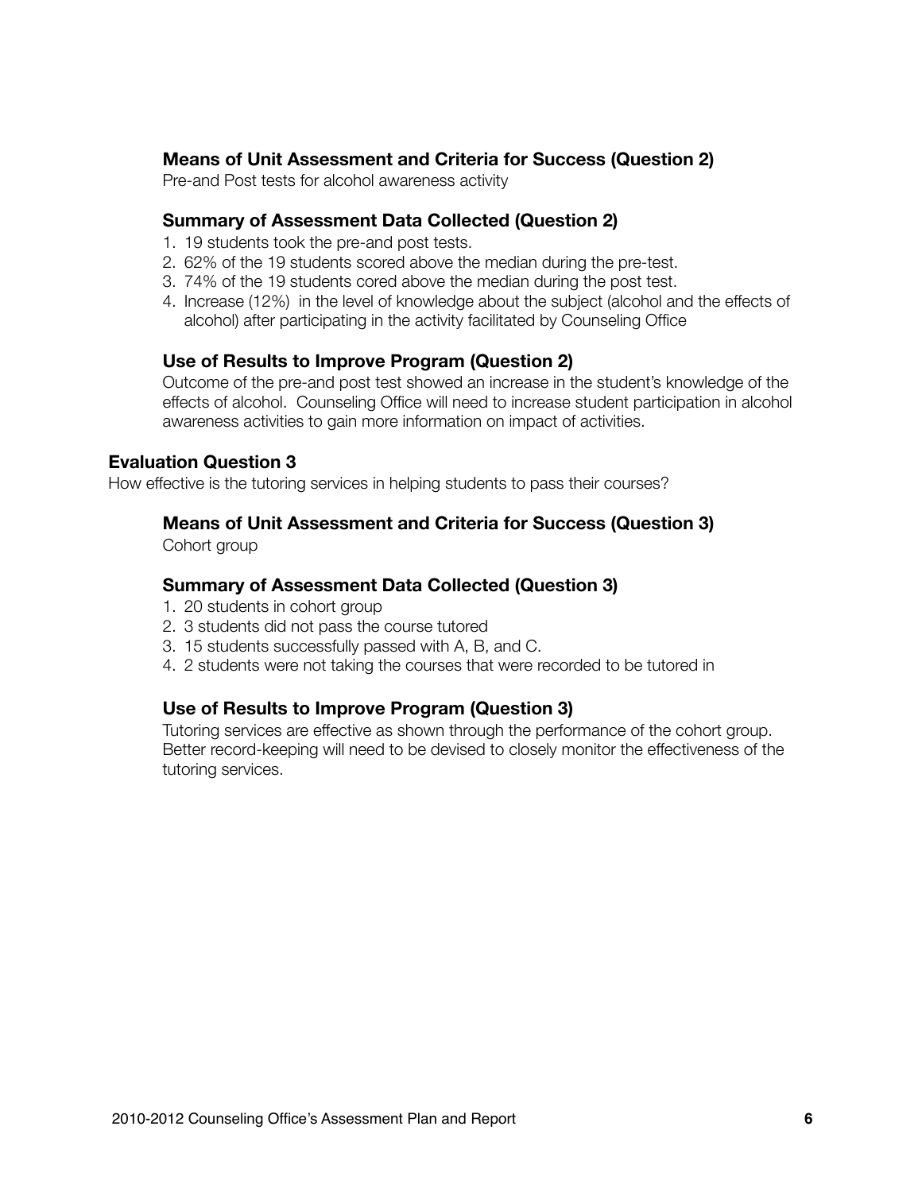### Means of Unit Assessment and Criteria for Success (Question 2)

Pre-and Post tests for alcohol awareness activity

### Summary of Assessment Data Collected (Question 2)

1. 19 students took the pre-and post tests.
2. 62% of the 19 students scored above the median during the pre-test.
3. 74% of the 19 students cored above the median during the post test.
4. Increase (12%) in the level of knowledge about the subject (alcohol and the effects of alcohol) after participating in the activity facilitated by Counseling Office

### Use of Results to Improve Program (Question 2)

Outcome of the pre-and post test showed an increase in the student's knowledge of the effects of alcohol. Counseling Office will need to increase student participation in alcohol awareness activities to gain more information on impact of activities.

## Evaluation Question 3

How effective is the tutoring services in helping students to pass their courses?

### Means of Unit Assessment and Criteria for Success (Question 3)

Cohort group

### Summary of Assessment Data Collected (Question 3)

1. 20 students in cohort group
2. 3 students did not pass the course tutored
3. 15 students successfully passed with A, B, and C.
4. 2 students were not taking the courses that were recorded to be tutored in

### Use of Results to Improve Program (Question 3)

Tutoring services are effective as shown through the performance of the cohort group. Better record-keeping will need to be devised to closely monitor the effectiveness of the tutoring services.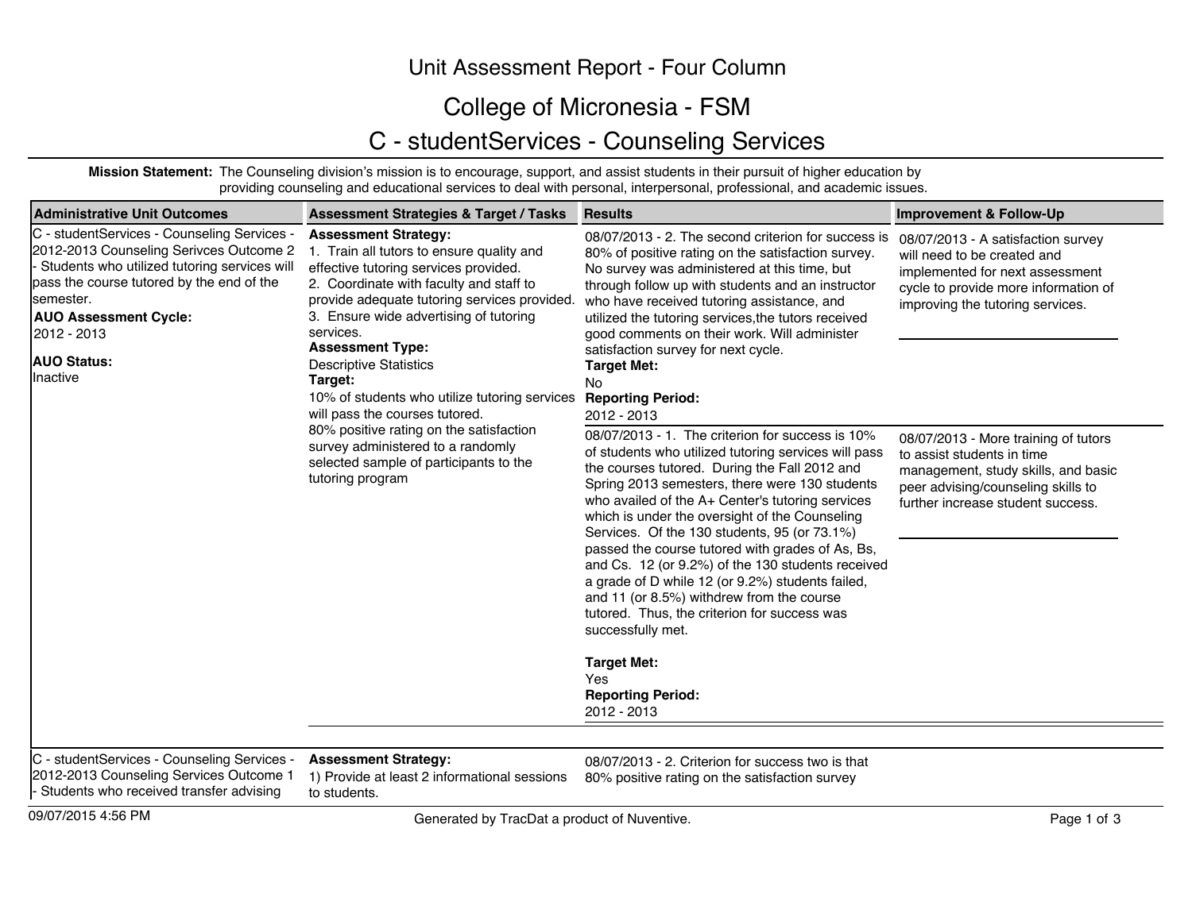# Unit Assessment Report - Four Column

## College of Micronesia - FSM

## C - studentServices - Counseling Services

**Mission Statement:** The Counseling division's mission is to encourage, support, and assist students in their pursuit of higher education by providing counseling and educational services to deal with personal, interpersonal, professional, and academic issues.

| Administrative Unit Outcomes | Assessment Strategies & Target / Tasks | Results | Improvement & Follow-Up |
|---|---|---|---|
| C - studentServices - Counseling Services - 2012-2013 Counseling Serivces Outcome 2 - Students who utilized tutoring services will pass the course tutored by the end of the semester.<br>**AUO Assessment Cycle:**<br>2012 - 2013<br>**AUO Status:**<br>Inactive | **Assessment Strategy:**<br>1. Train all tutors to ensure quality and effective tutoring services provided.<br>2. Coordinate with faculty and staff to provide adequate tutoring services provided.<br>3. Ensure wide advertising of tutoring services.<br>**Assessment Type:**<br>Descriptive Statistics<br>**Target:**<br>10% of students who utilize tutoring services will pass the courses tutored.<br>80% positive rating on the satisfaction survey administered to a randomly selected sample of participants to the tutoring program | 08/07/2013 - 2. The second criterion for success is 80% of positive rating on the satisfaction survey. No survey was administered at this time, but through follow up with students and an instructor who have received tutoring assistance, and utilized the tutoring services,the tutors received good comments on their work. Will administer satisfaction survey for next cycle.<br>**Target Met:**<br>No<br>**Reporting Period:**<br>2012 - 2013 | 08/07/2013 - A satisfaction survey will need to be created and implemented for next assessment cycle to provide more information of improving the tutoring services. |
| | | 08/07/2013 - 1. The criterion for success is 10% of students who utilized tutoring services will pass the courses tutored. During the Fall 2012 and Spring 2013 semesters, there were 130 students who availed of the A+ Center's tutoring services which is under the oversight of the Counseling Services. Of the 130 students, 95 (or 73.1%) passed the course tutored with grades of As, Bs, and Cs. 12 (or 9.2%) of the 130 students received a grade of D while 12 (or 9.2%) students failed, and 11 (or 8.5%) withdrew from the course tutored. Thus, the criterion for success was successfully met.<br>**Target Met:**<br>Yes<br>**Reporting Period:**<br>2012 - 2013 | 08/07/2013 - More training of tutors to assist students in time management, study skills, and basic peer advising/counseling skills to further increase student success. |
| C - studentServices - Counseling Services - 2012-2013 Counseling Services Outcome 1 - Students who received transfer advising | **Assessment Strategy:**<br>1) Provide at least 2 informational sessions to students. | 08/07/2013 - 2. Criterion for success two is that 80% positive rating on the satisfaction survey | |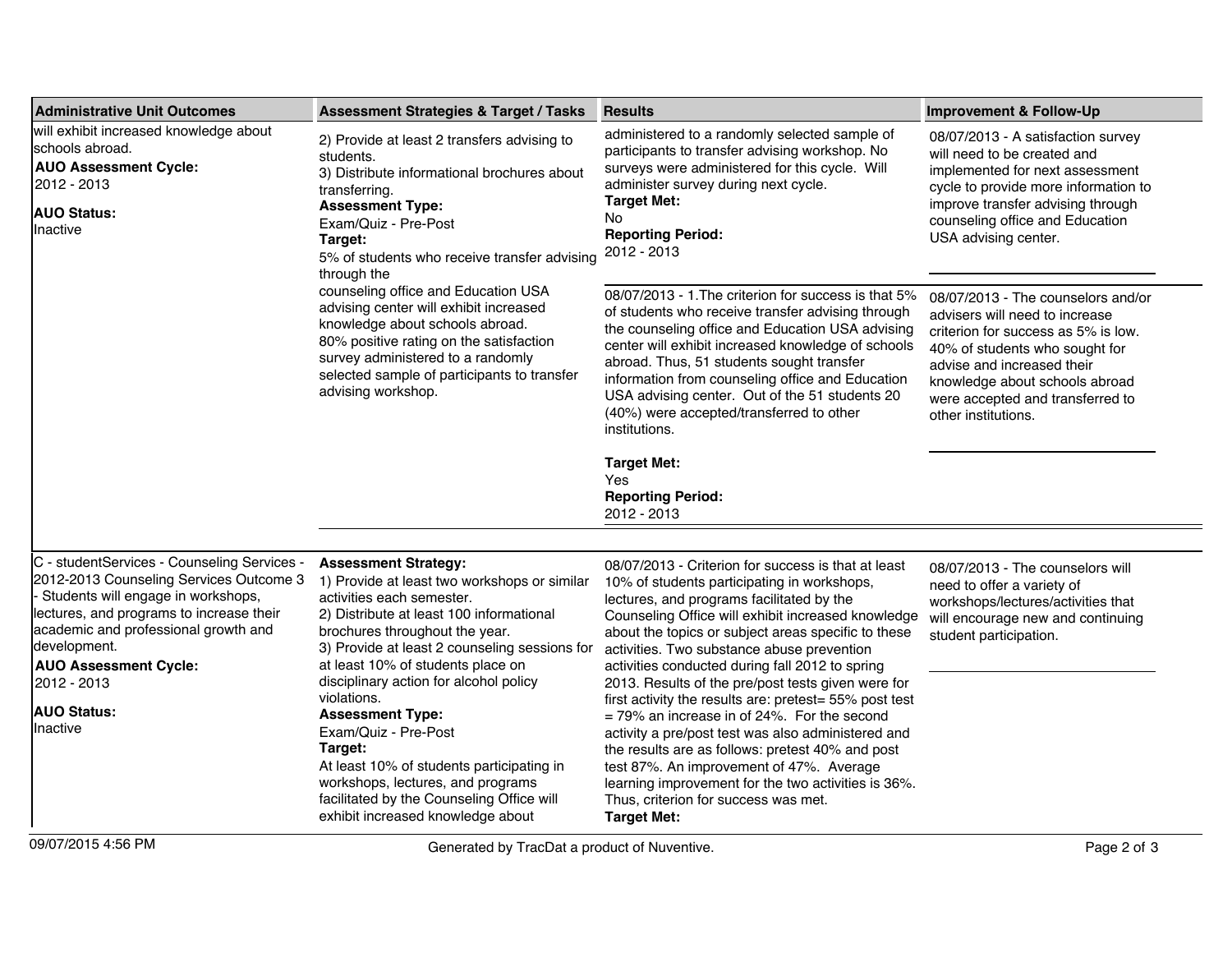| Administrative Unit Outcomes | Assessment Strategies & Target / Tasks | Results | Improvement & Follow-Up |
|---|---|---|---|
| will exhibit increased knowledge about schools abroad.<br>**AUO Assessment Cycle:**<br>2012 - 2013<br>**AUO Status:**<br>Inactive | 2) Provide at least 2 transfers advising to students.<br>3) Distribute informational brochures about transferring.<br>**Assessment Type:**<br>Exam/Quiz - Pre-Post<br>**Target:**<br>5% of students who receive transfer advising through the counseling office and Education USA advising center will exhibit increased knowledge about schools abroad.<br>80% positive rating on the satisfaction survey administered to a randomly selected sample of participants to transfer advising workshop. | administered to a randomly selected sample of participants to transfer advising workshop. No surveys were administered for this cycle. Will administer survey during next cycle.<br>**Target Met:**<br>No<br>**Reporting Period:**<br>2012 - 2013 | 08/07/2013 - A satisfaction survey will need to be created and implemented for next assessment cycle to provide more information to improve transfer advising through counseling office and Education USA advising center. |
| | | 08/07/2013 - 1.The criterion for success is that 5% of students who receive transfer advising through the counseling office and Education USA advising center will exhibit increased knowledge of schools abroad. Thus, 51 students sought transfer information from counseling office and Education USA advising center. Out of the 51 students 20 (40%) were accepted/transferred to other institutions.<br>**Target Met:**<br>Yes<br>**Reporting Period:**<br>2012 - 2013 | 08/07/2013 - The counselors and/or advisers will need to increase criterion for success as 5% is low. 40% of students who sought for advise and increased their knowledge about schools abroad were accepted and transferred to other institutions. |
| C - studentServices - Counseling Services - 2012-2013 Counseling Services Outcome 3 - Students will engage in workshops, lectures, and programs to increase their academic and professional growth and development.<br>**AUO Assessment Cycle:**<br>2012 - 2013<br>**AUO Status:**<br>Inactive | **Assessment Strategy:**<br>1) Provide at least two workshops or similar activities each semester.<br>2) Distribute at least 100 informational brochures throughout the year.<br>3) Provide at least 2 counseling sessions for at least 10% of students place on disciplinary action for alcohol policy violations.<br>**Assessment Type:**<br>Exam/Quiz - Pre-Post<br>**Target:**<br>At least 10% of students participating in workshops, lectures, and programs facilitated by the Counseling Office will exhibit increased knowledge about | 08/07/2013 - Criterion for success is that at least 10% of students participating in workshops, lectures, and programs facilitated by the Counseling Office will exhibit increased knowledge about the topics or subject areas specific to these activities. Two substance abuse prevention activities conducted during fall 2012 to spring 2013. Results of the pre/post tests given were for first activity the results are: pretest= 55% post test = 79% an increase in of 24%. For the second activity a pre/post test was also administered and the results are as follows: pretest 40% and post test 87%. An improvement of 47%. Average learning improvement for the two activities is 36%. Thus, criterion for success was met.<br>**Target Met:** | 08/07/2013 - The counselors will need to offer a variety of workshops/lectures/activities that will encourage new and continuing student participation. |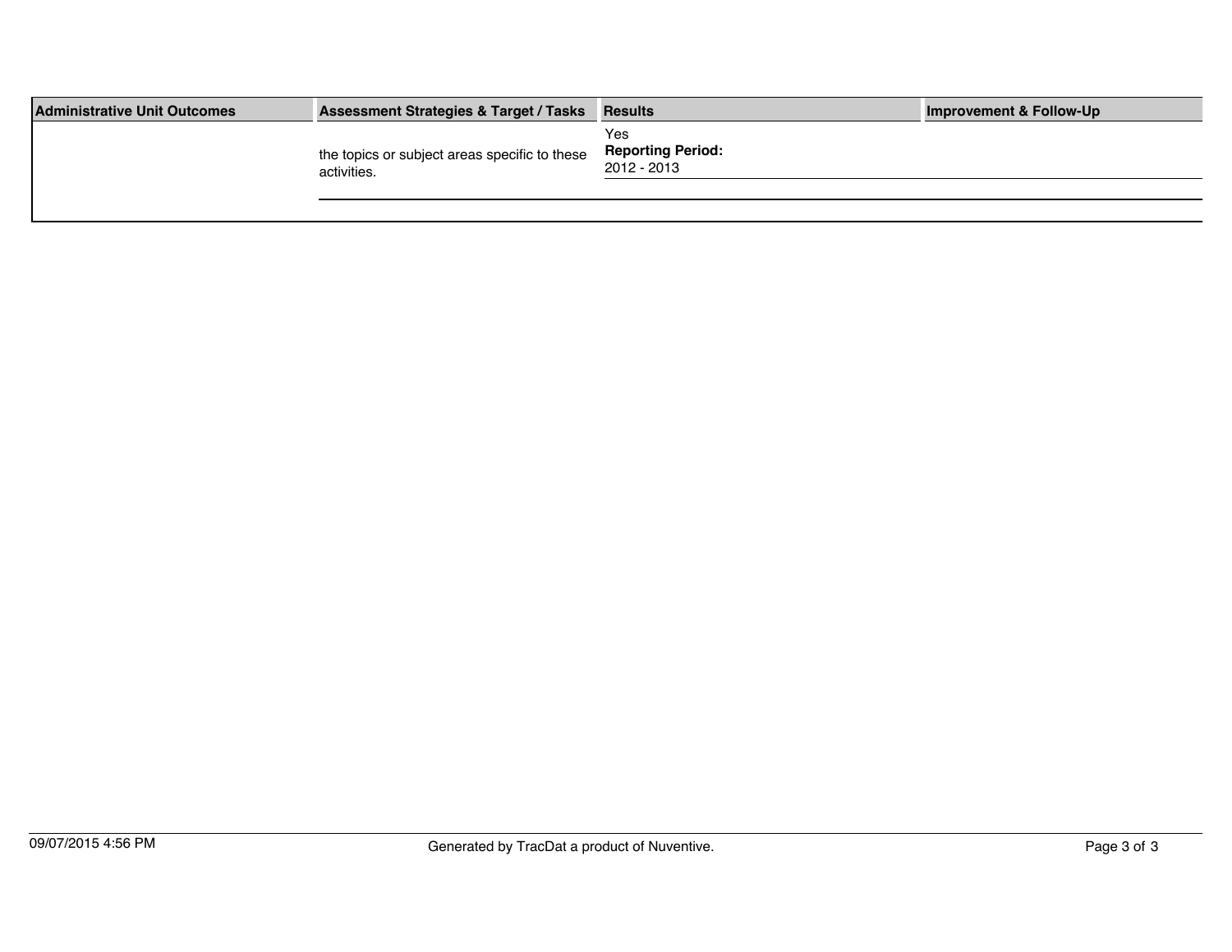| Administrative Unit Outcomes | Assessment Strategies & Target / Tasks | Results | Improvement & Follow-Up |
|---|---|---|---|
| | the topics or subject areas specific to these activities. | Yes<br>**Reporting Period:**<br>2012 - 2013 | |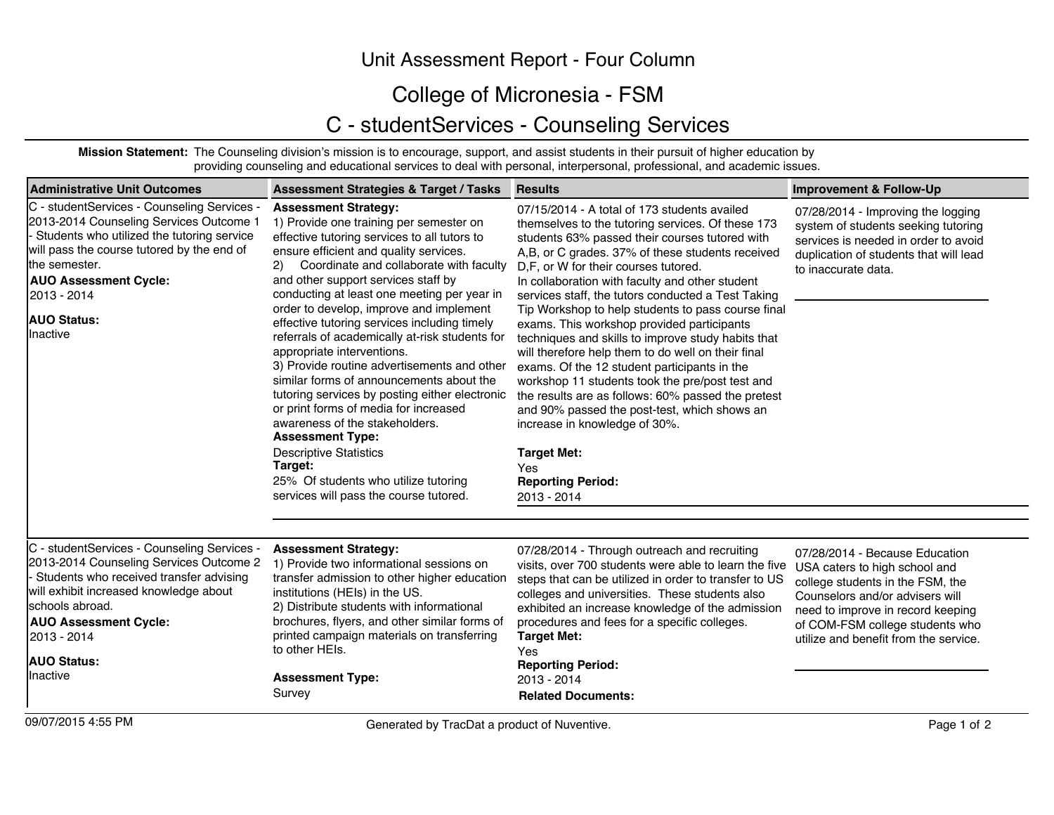# Unit Assessment Report - Four Column

## College of Micronesia - FSM

## C - studentServices - Counseling Services

**Mission Statement:** The Counseling division's mission is to encourage, support, and assist students in their pursuit of higher education by providing counseling and educational services to deal with personal, interpersonal, professional, and academic issues.

| Administrative Unit Outcomes | Assessment Strategies & Target / Tasks | Results | Improvement & Follow-Up |
|---|---|---|---|
| C - studentServices - Counseling Services - 2013-2014 Counseling Services Outcome 1 - Students who utilized the tutoring service will pass the course tutored by the end of the semester.<br>**AUO Assessment Cycle:**<br>2013 - 2014<br>**AUO Status:**<br>Inactive | **Assessment Strategy:**<br>1) Provide one training per semester on effective tutoring services to all tutors to ensure efficient and quality services.<br>2) Coordinate and collaborate with faculty and other support services staff by conducting at least one meeting per year in order to develop, improve and implement effective tutoring services including timely referrals of academically at-risk students for appropriate interventions.<br>3) Provide routine advertisements and other similar forms of announcements about the tutoring services by posting either electronic or print forms of media for increased awareness of the stakeholders.<br>**Assessment Type:**<br>Descriptive Statistics<br>**Target:**<br>25% Of students who utilize tutoring services will pass the course tutored. | 07/15/2014 - A total of 173 students availed themselves to the tutoring services. Of these 173 students 63% passed their courses tutored with A,B, or C grades. 37% of these students received D,F, or W for their courses tutored.<br>In collaboration with faculty and other student services staff, the tutors conducted a Test Taking Tip Workshop to help students to pass course final exams. This workshop provided participants techniques and skills to improve study habits that will therefore help them to do well on their final exams. Of the 12 student participants in the workshop 11 students took the pre/post test and the results are as follows: 60% passed the pretest and 90% passed the post-test, which shows an increase in knowledge of 30%.<br>**Target Met:**<br>Yes<br>**Reporting Period:**<br>2013 - 2014 | 07/28/2014 - Improving the logging system of students seeking tutoring services is needed in order to avoid duplication of students that will lead to inaccurate data. |
| C - studentServices - Counseling Services - 2013-2014 Counseling Services Outcome 2 - Students who received transfer advising will exhibit increased knowledge about schools abroad.<br>**AUO Assessment Cycle:**<br>2013 - 2014<br>**AUO Status:**<br>Inactive | **Assessment Strategy:**<br>1) Provide two informational sessions on transfer admission to other higher education institutions (HEIs) in the US.<br>2) Distribute students with informational brochures, flyers, and other similar forms of printed campaign materials on transferring to other HEIs.<br>**Assessment Type:**<br>Survey | 07/28/2014 - Through outreach and recruiting visits, over 700 students were able to learn the five steps that can be utilized in order to transfer to US colleges and universities. These students also exhibited an increase knowledge of the admission procedures and fees for a specific colleges.<br>**Target Met:**<br>Yes<br>**Reporting Period:**<br>2013 - 2014<br>**Related Documents:** | 07/28/2014 - Because Education USA caters to high school and college students in the FSM, the Counselors and/or advisers will need to improve in record keeping of COM-FSM college students who utilize and benefit from the service. |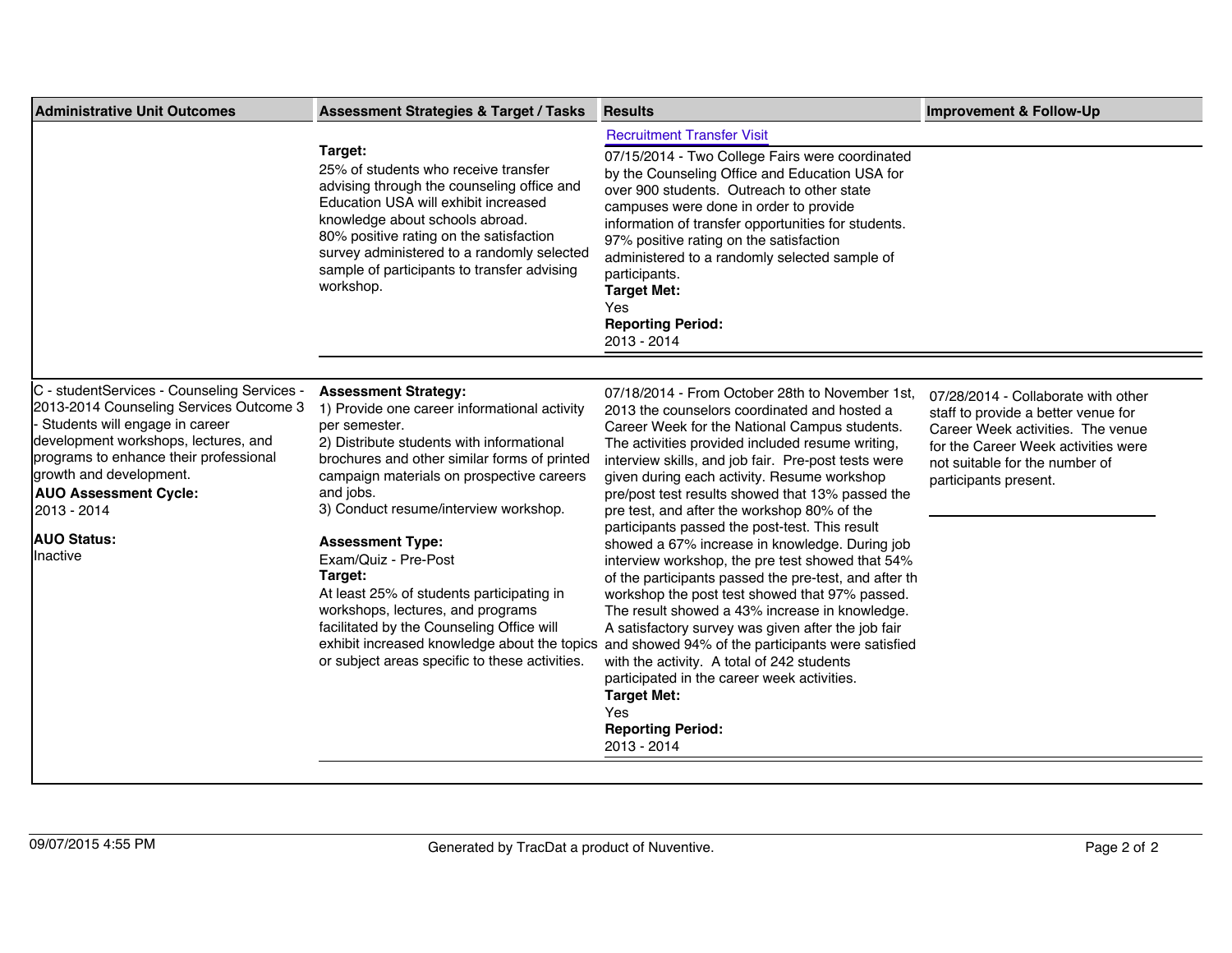| Administrative Unit Outcomes | Assessment Strategies & Target / Tasks | Results | Improvement & Follow-Up |
|---|---|---|---|
| | **Target:**<br>25% of students who receive transfer advising through the counseling office and Education USA will exhibit increased knowledge about schools abroad.<br>80% positive rating on the satisfaction survey administered to a randomly selected sample of participants to transfer advising workshop. | Recruitment Transfer Visit<br>07/15/2014 - Two College Fairs were coordinated by the Counseling Office and Education USA for over 900 students. Outreach to other state campuses were done in order to provide information of transfer opportunities for students. 97% positive rating on the satisfaction administered to a randomly selected sample of participants.<br>**Target Met:**<br>Yes<br>**Reporting Period:**<br>2013 - 2014 | |
| C - studentServices - Counseling Services - 2013-2014 Counseling Services Outcome 3 - Students will engage in career development workshops, lectures, and programs to enhance their professional growth and development.<br>**AUO Assessment Cycle:**<br>2013 - 2014<br>**AUO Status:**<br>Inactive | **Assessment Strategy:**<br>1) Provide one career informational activity per semester.<br>2) Distribute students with informational brochures and other similar forms of printed campaign materials on prospective careers and jobs.<br>3) Conduct resume/interview workshop.<br>**Assessment Type:**<br>Exam/Quiz - Pre-Post<br>**Target:**<br>At least 25% of students participating in workshops, lectures, and programs facilitated by the Counseling Office will exhibit increased knowledge about the topics or subject areas specific to these activities. | 07/18/2014 - From October 28th to November 1st, 2013 the counselors coordinated and hosted a Career Week for the National Campus students. The activities provided included resume writing, interview skills, and job fair. Pre-post tests were given during each activity. Resume workshop pre/post test results showed that 13% passed the pre test, and after the workshop 80% of the participants passed the post-test. This result showed a 67% increase in knowledge. During job interview workshop, the pre test showed that 54% of the participants passed the pre-test, and after th workshop the post test showed that 97% passed. The result showed a 43% increase in knowledge. A satisfactory survey was given after the job fair and showed 94% of the participants were satisfied with the activity. A total of 242 students participated in the career week activities.<br>**Target Met:**<br>Yes<br>**Reporting Period:**<br>2013 - 2014 | 07/28/2014 - Collaborate with other staff to provide a better venue for Career Week activities. The venue for the Career Week activities were not suitable for the number of participants present. |